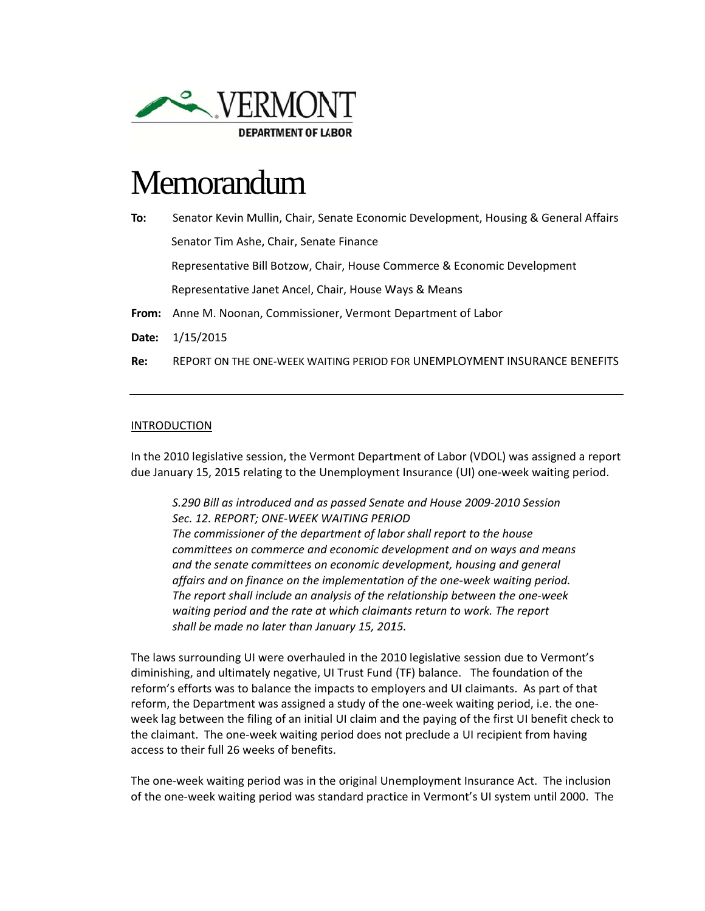VERMONT

DEPARTMENT OF LABOR

# Memorandum

**To:** Senator Kevin Mullin, Chair, Senate Economic Development, Housing & General Affairs

Senator Tim Ashe, Chair, Senate Finance

Representative Bill Botzow, Chair, House Commerce & Economic Development

Representative Janet Ancel, Chair, House Ways & Means

**From:** Anne M. Noonan, Commissioner, Vermont Department of Labor

**Date:** 1/15/2015

**Re:** REPORT ON THE ONE-WEEK WAITING PERIOD FOR UNEMPLOYMENT INSURANCE BENEFITS

---

## INTRODUCTION

In the 2010 legislative session, the Vermont Department of Labor (VDOL) was assigned a report due January 15, 2015 relating to the Unemployment Insurance (UI) one-week waiting period.

> *S.290 Bill as introduced and as passed Senate and House 2009-2010 Session*
> *Sec. 12. REPORT; ONE-WEEK WAITING PERIOD*
> *The commissioner of the department of labor shall report to the house committees on commerce and economic development and on ways and means and the senate committees on economic development, housing and general affairs and on finance on the implementation of the one-week waiting period. The report shall include an analysis of the relationship between the one-week waiting period and the rate at which claimants return to work. The report shall be made no later than January 15, 2015.*

The laws surrounding UI were overhauled in the 2010 legislative session due to Vermont's diminishing, and ultimately negative, UI Trust Fund (TF) balance. The foundation of the reform's efforts was to balance the impacts to employers and UI claimants. As part of that reform, the Department was assigned a study of the one-week waiting period, i.e. the one-week lag between the filing of an initial UI claim and the paying of the first UI benefit check to the claimant. The one-week waiting period does not preclude a UI recipient from having access to their full 26 weeks of benefits.

The one-week waiting period was in the original Unemployment Insurance Act. The inclusion of the one-week waiting period was standard practice in Vermont's UI system until 2000. The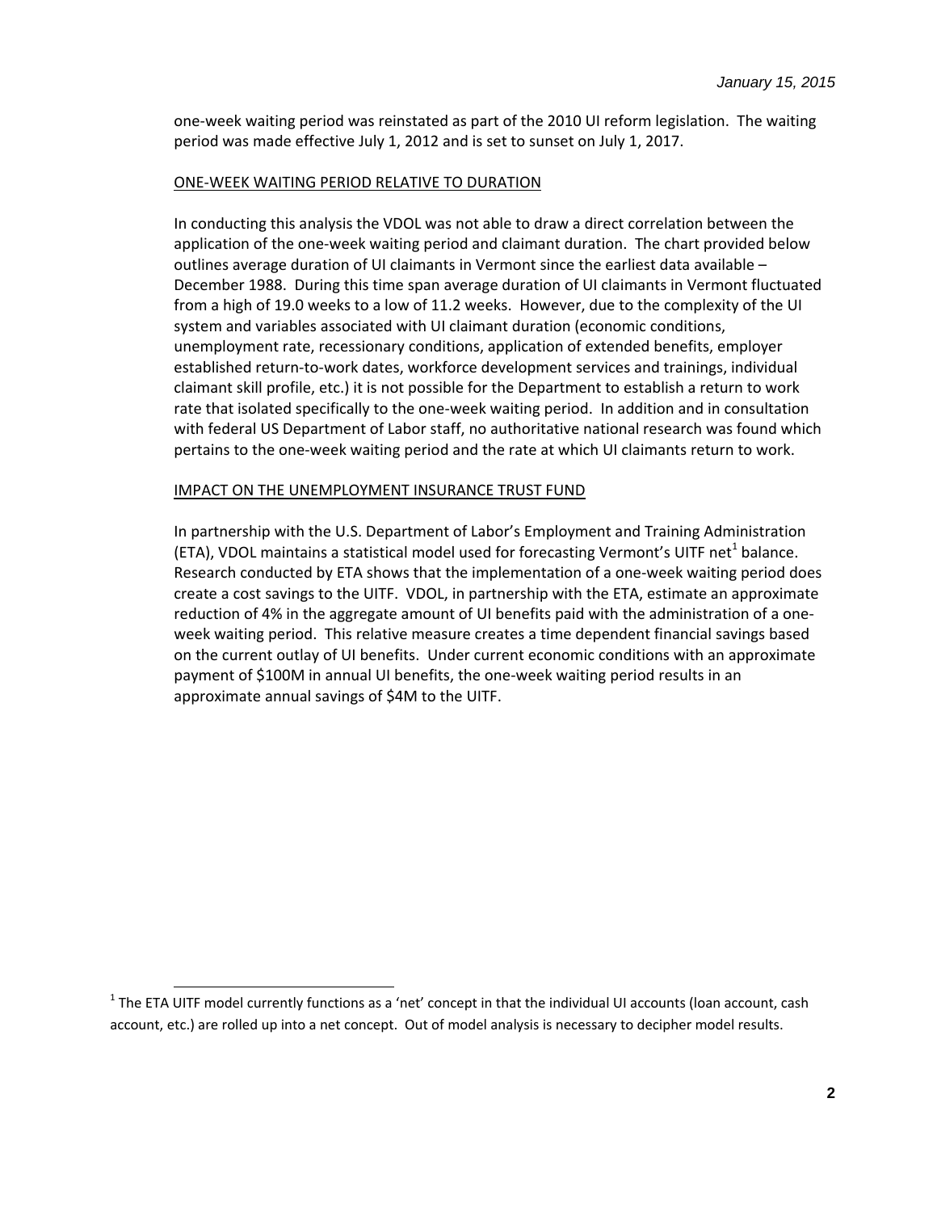one-week waiting period was reinstated as part of the 2010 UI reform legislation. The waiting period was made effective July 1, 2012 and is set to sunset on July 1, 2017.

## ONE-WEEK WAITING PERIOD RELATIVE TO DURATION

In conducting this analysis the VDOL was not able to draw a direct correlation between the application of the one-week waiting period and claimant duration. The chart provided below outlines average duration of UI claimants in Vermont since the earliest data available – December 1988. During this time span average duration of UI claimants in Vermont fluctuated from a high of 19.0 weeks to a low of 11.2 weeks. However, due to the complexity of the UI system and variables associated with UI claimant duration (economic conditions, unemployment rate, recessionary conditions, application of extended benefits, employer established return-to-work dates, workforce development services and trainings, individual claimant skill profile, etc.) it is not possible for the Department to establish a return to work rate that isolated specifically to the one-week waiting period. In addition and in consultation with federal US Department of Labor staff, no authoritative national research was found which pertains to the one-week waiting period and the rate at which UI claimants return to work.

## IMPACT ON THE UNEMPLOYMENT INSURANCE TRUST FUND

In partnership with the U.S. Department of Labor's Employment and Training Administration (ETA), VDOL maintains a statistical model used for forecasting Vermont's UITF net[1] balance. Research conducted by ETA shows that the implementation of a one-week waiting period does create a cost savings to the UITF. VDOL, in partnership with the ETA, estimate an approximate reduction of 4% in the aggregate amount of UI benefits paid with the administration of a one-week waiting period. This relative measure creates a time dependent financial savings based on the current outlay of UI benefits. Under current economic conditions with an approximate payment of $100M in annual UI benefits, the one-week waiting period results in an approximate annual savings of $4M to the UITF.

[1] The ETA UITF model currently functions as a 'net' concept in that the individual UI accounts (loan account, cash account, etc.) are rolled up into a net concept. Out of model analysis is necessary to decipher model results.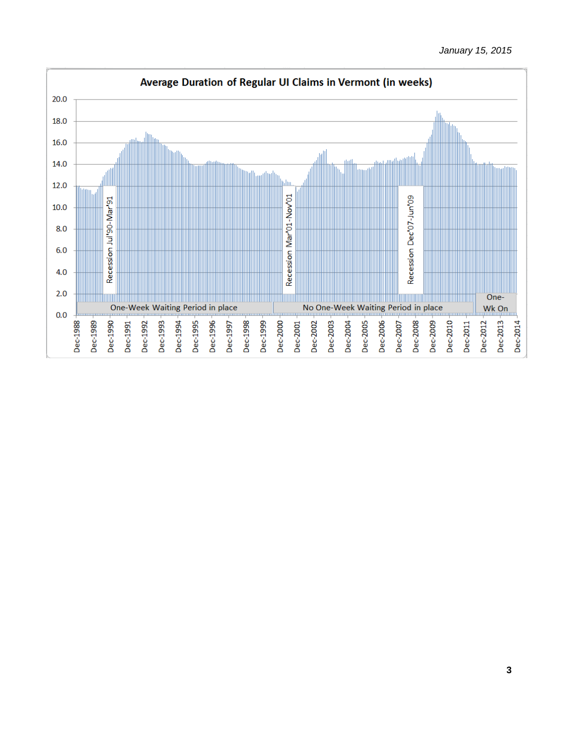January 15, 2015

Average Duration of Regular UI Claims in Vermont (in weeks)

20.0
18.0
16.0
14.0
12.0
10.0
8.0
6.0
4.0
2.0
0.0

Recession Jul'90-Mar'91

Recession Mar'01-Nov'01

Recession Dec'07-Jun'09

One-Week Waiting Period in place

No One-Week Waiting Period in place

One-Wk On

Dec-1988
Dec-1989
Dec-1990
Dec-1991
Dec-1992
Dec-1993
Dec-1994
Dec-1995
Dec-1996
Dec-1997
Dec-1998
Dec-1999
Dec-2000
Dec-2001
Dec-2002
Dec-2003
Dec-2004
Dec-2005
Dec-2006
Dec-2007
Dec-2008
Dec-2009
Dec-2010
Dec-2011
Dec-2012
Dec-2013
Dec-2014